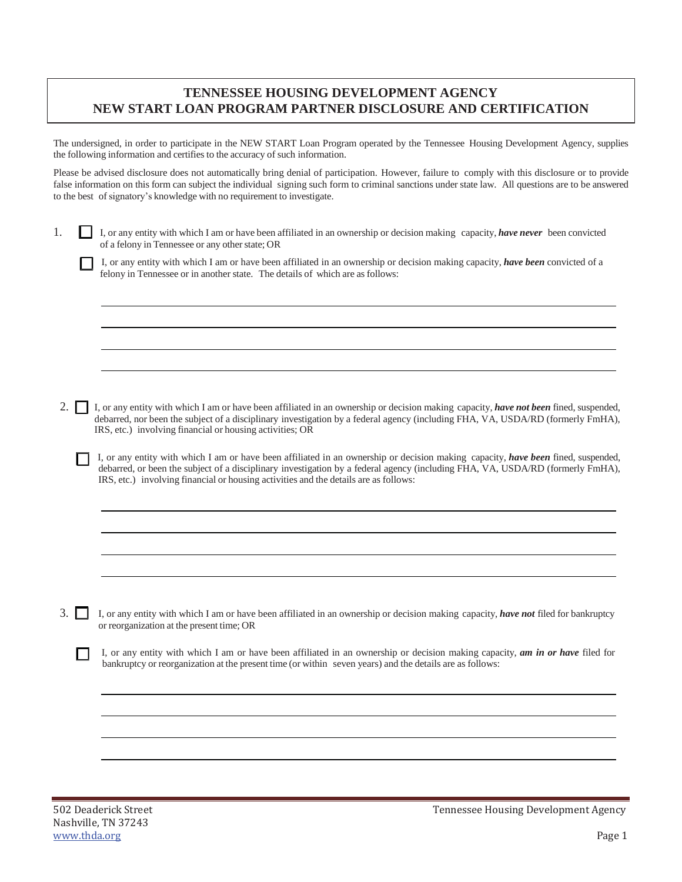# TENNESSEE HOUSING DEVELOPMENT AGENCY
# NEW START LOAN PROGRAM PARTNER DISCLOSURE AND CERTIFICATION

The undersigned, in order to participate in the NEW START Loan Program operated by the Tennessee Housing Development Agency, supplies the following information and certifies to the accuracy of such information.

Please be advised disclosure does not automatically bring denial of participation. However, failure to comply with this disclosure or to provide false information on this form can subject the individual signing such form to criminal sanctions under state law. All questions are to be answered to the best of signatory's knowledge with no requirement to investigate.

1. ☐ I, or any entity with which I am or have been affiliated in an ownership or decision making capacity, ***have never*** been convicted of a felony in Tennessee or any other state; OR

   ☐ I, or any entity with which I am or have been affiliated in an ownership or decision making capacity, ***have been*** convicted of a felony in Tennessee or in another state. The details of which are as follows:

   ______________________________________________________________________

   ______________________________________________________________________

   ______________________________________________________________________

   ______________________________________________________________________

2. ☐ I, or any entity with which I am or have been affiliated in an ownership or decision making capacity, ***have not been*** fined, suspended, debarred, nor been the subject of a disciplinary investigation by a federal agency (including FHA, VA, USDA/RD (formerly FmHA), IRS, etc.) involving financial or housing activities; OR

   ☐ I, or any entity with which I am or have been affiliated in an ownership or decision making capacity, ***have been*** fined, suspended, debarred, or been the subject of a disciplinary investigation by a federal agency (including FHA, VA, USDA/RD (formerly FmHA), IRS, etc.) involving financial or housing activities and the details are as follows:

   ______________________________________________________________________

   ______________________________________________________________________

   ______________________________________________________________________

   ______________________________________________________________________

3. ☐ I, or any entity with which I am or have been affiliated in an ownership or decision making capacity, ***have not*** filed for bankruptcy or reorganization at the present time; OR

   ☐ I, or any entity with which I am or have been affiliated in an ownership or decision making capacity, ***am in or have*** filed for bankruptcy or reorganization at the present time (or within seven years) and the details are as follows:

   ______________________________________________________________________

   ______________________________________________________________________

   ______________________________________________________________________

   ______________________________________________________________________

502 Deaderick Street
Nashville, TN 37243
www.thda.org

Tennessee Housing Development Agency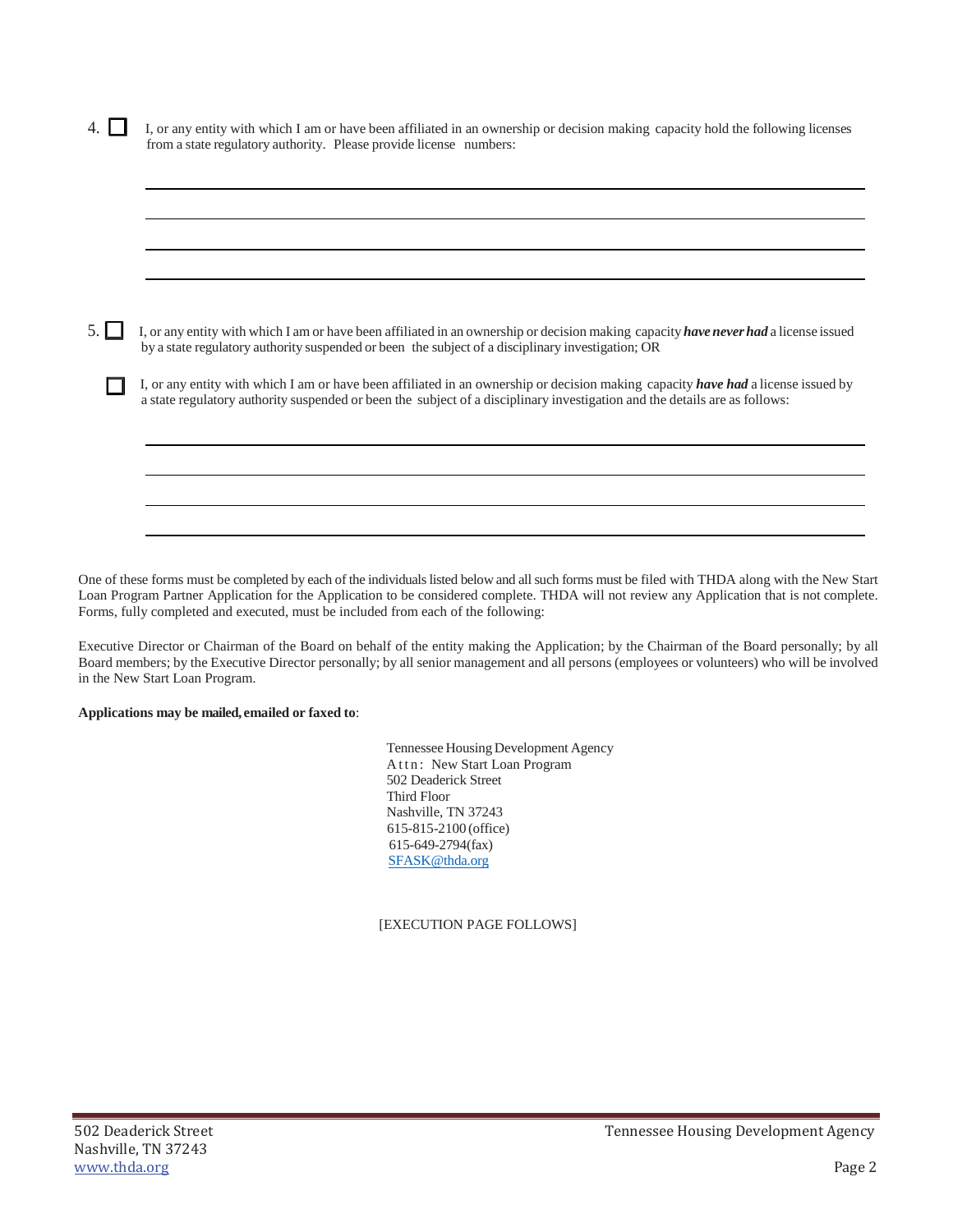4. ☐ I, or any entity with which I am or have been affiliated in an ownership or decision making capacity hold the following licenses from a state regulatory authority. Please provide license numbers:

\_\_\_\_\_\_\_\_\_\_\_\_\_\_\_\_\_\_\_\_\_\_\_\_\_\_\_\_\_\_\_\_\_\_\_\_\_\_\_\_\_\_\_\_\_\_\_\_\_\_\_\_\_\_\_\_\_\_\_\_

\_\_\_\_\_\_\_\_\_\_\_\_\_\_\_\_\_\_\_\_\_\_\_\_\_\_\_\_\_\_\_\_\_\_\_\_\_\_\_\_\_\_\_\_\_\_\_\_\_\_\_\_\_\_\_\_\_\_\_\_

\_\_\_\_\_\_\_\_\_\_\_\_\_\_\_\_\_\_\_\_\_\_\_\_\_\_\_\_\_\_\_\_\_\_\_\_\_\_\_\_\_\_\_\_\_\_\_\_\_\_\_\_\_\_\_\_\_\_\_\_

\_\_\_\_\_\_\_\_\_\_\_\_\_\_\_\_\_\_\_\_\_\_\_\_\_\_\_\_\_\_\_\_\_\_\_\_\_\_\_\_\_\_\_\_\_\_\_\_\_\_\_\_\_\_\_\_\_\_\_\_

5. ☐ I, or any entity with which I am or have been affiliated in an ownership or decision making capacity ***have never had*** a license issued by a state regulatory authority suspended or been the subject of a disciplinary investigation; OR

   ☐ I, or any entity with which I am or have been affiliated in an ownership or decision making capacity ***have had*** a license issued by a state regulatory authority suspended or been the subject of a disciplinary investigation and the details are as follows:

\_\_\_\_\_\_\_\_\_\_\_\_\_\_\_\_\_\_\_\_\_\_\_\_\_\_\_\_\_\_\_\_\_\_\_\_\_\_\_\_\_\_\_\_\_\_\_\_\_\_\_\_\_\_\_\_\_\_\_\_

\_\_\_\_\_\_\_\_\_\_\_\_\_\_\_\_\_\_\_\_\_\_\_\_\_\_\_\_\_\_\_\_\_\_\_\_\_\_\_\_\_\_\_\_\_\_\_\_\_\_\_\_\_\_\_\_\_\_\_\_

\_\_\_\_\_\_\_\_\_\_\_\_\_\_\_\_\_\_\_\_\_\_\_\_\_\_\_\_\_\_\_\_\_\_\_\_\_\_\_\_\_\_\_\_\_\_\_\_\_\_\_\_\_\_\_\_\_\_\_\_

\_\_\_\_\_\_\_\_\_\_\_\_\_\_\_\_\_\_\_\_\_\_\_\_\_\_\_\_\_\_\_\_\_\_\_\_\_\_\_\_\_\_\_\_\_\_\_\_\_\_\_\_\_\_\_\_\_\_\_\_

One of these forms must be completed by each of the individuals listed below and all such forms must be filed with THDA along with the New Start Loan Program Partner Application for the Application to be considered complete. THDA will not review any Application that is not complete. Forms, fully completed and executed, must be included from each of the following:

Executive Director or Chairman of the Board on behalf of the entity making the Application; by the Chairman of the Board personally; by all Board members; by the Executive Director personally; by all senior management and all persons (employees or volunteers) who will be involved in the New Start Loan Program.

**Applications may be mailed, emailed or faxed to**:

Tennessee Housing Development Agency  
Attn: New Start Loan Program  
502 Deaderick Street  
Third Floor  
Nashville, TN 37243  
615-815-2100 (office)  
615-649-2794(fax)  
SFASK@thda.org

[EXECUTION PAGE FOLLOWS]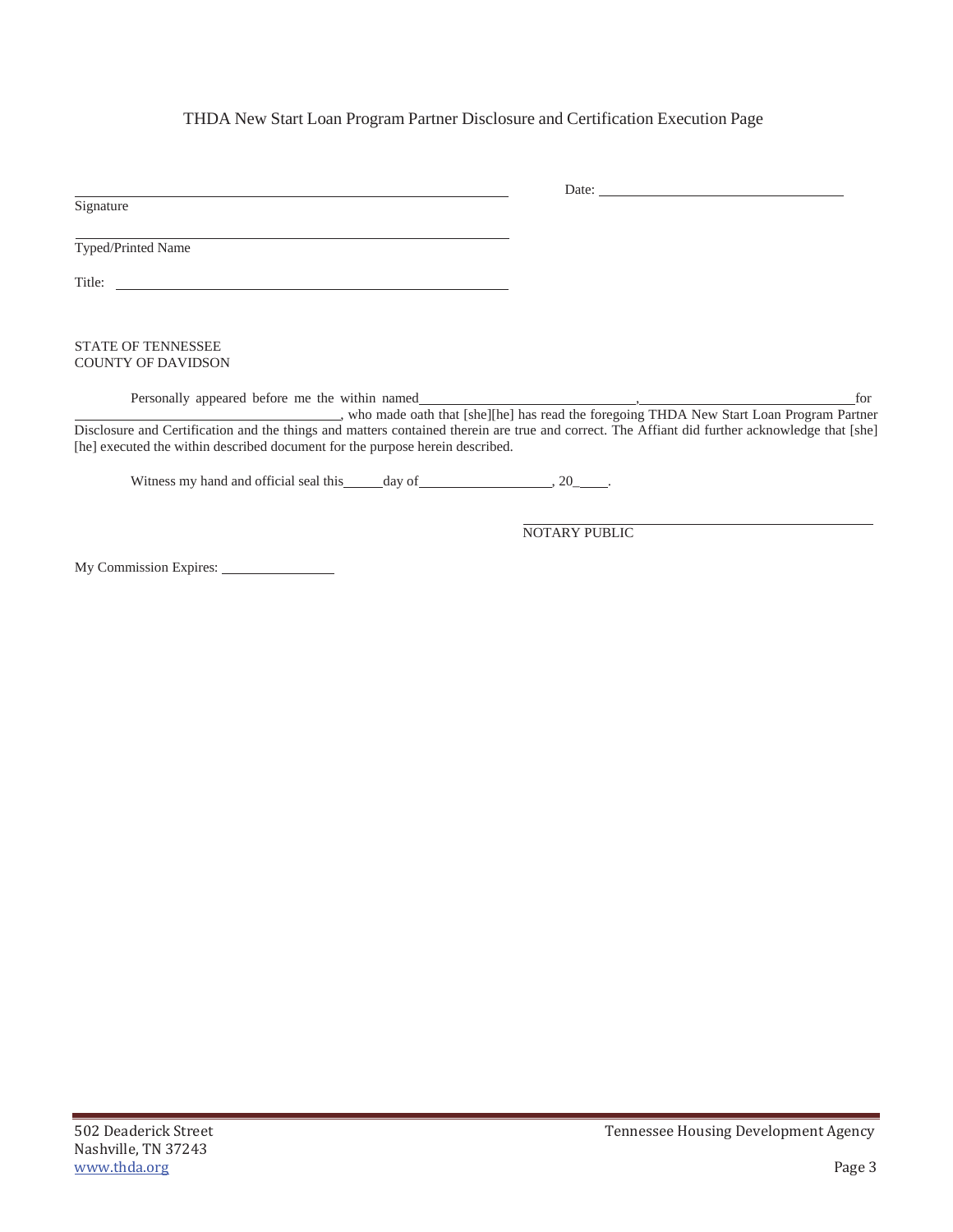# THDA New Start Loan Program Partner Disclosure and Certification Execution Page

______________________________________________ Date: ______________________________

Signature

______________________________________________

Typed/Printed Name

Title: ________________________________________

STATE OF TENNESSEE
COUNTY OF DAVIDSON

Personally appeared before me the within named ______________________________, ______________________________ for ______________________________, who made oath that [she][he] has read the foregoing THDA New Start Loan Program Partner Disclosure and Certification and the things and matters contained therein are true and correct. The Affiant did further acknowledge that [she][he] executed the within described document for the purpose herein described.

Witness my hand and official seal this _____ day of __________________, 20____.

______________________________________________
NOTARY PUBLIC

My Commission Expires: _______________